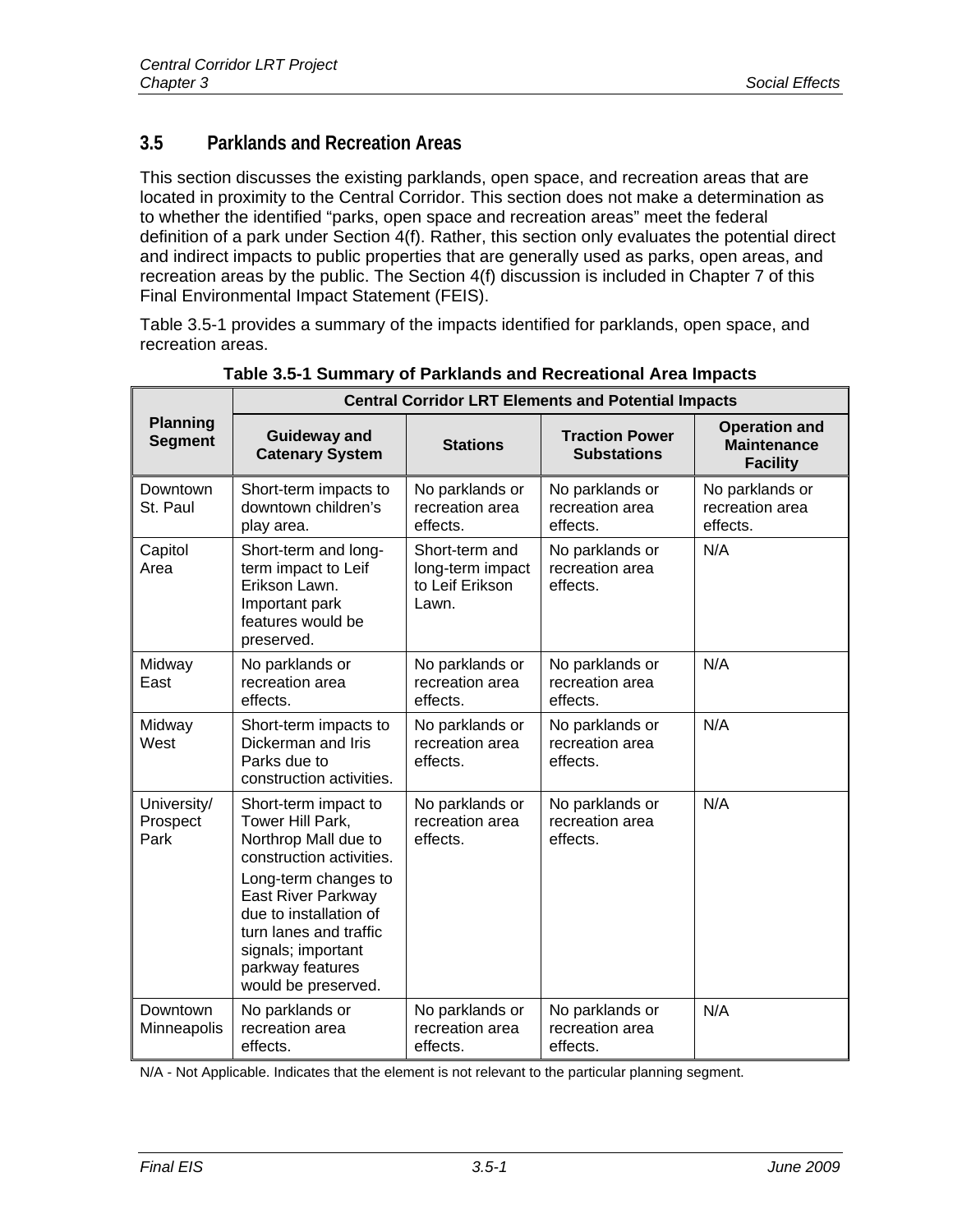## 3.5 Parklands and Recreation Areas

This section discusses the existing parklands, open space, and recreation areas that are located in proximity to the Central Corridor. This section does not make a determination as to whether the identified "parks, open space and recreation areas" meet the federal definition of a park under Section 4(f). Rather, this section only evaluates the potential direct and indirect impacts to public properties that are generally used as parks, open areas, and recreation areas by the public. The Section 4(f) discussion is included in Chapter 7 of this Final Environmental Impact Statement (FEIS).

Table 3.5-1 provides a summary of the impacts identified for parklands, open space, and recreation areas.

**Table 3.5-1 Summary of Parklands and Recreational Area Impacts**

| Planning Segment | Central Corridor LRT Elements and Potential Impacts | | | |
|---|---|---|---|---|
| | **Guideway and Catenary System** | **Stations** | **Traction Power Substations** | **Operation and Maintenance Facility** |
| Downtown St. Paul | Short-term impacts to downtown children's play area. | No parklands or recreation area effects. | No parklands or recreation area effects. | No parklands or recreation area effects. |
| Capitol Area | Short-term and long-term impact to Leif Erikson Lawn. Important park features would be preserved. | Short-term and long-term impact to Leif Erikson Lawn. | No parklands or recreation area effects. | N/A |
| Midway East | No parklands or recreation area effects. | No parklands or recreation area effects. | No parklands or recreation area effects. | N/A |
| Midway West | Short-term impacts to Dickerman and Iris Parks due to construction activities. | No parklands or recreation area effects. | No parklands or recreation area effects. | N/A |
| University/ Prospect Park | Short-term impact to Tower Hill Park, Northrop Mall due to construction activities.<br><br>Long-term changes to East River Parkway due to installation of turn lanes and traffic signals; important parkway features would be preserved. | No parklands or recreation area effects. | No parklands or recreation area effects. | N/A |
| Downtown Minneapolis | No parklands or recreation area effects. | No parklands or recreation area effects. | No parklands or recreation area effects. | N/A |

N/A - Not Applicable. Indicates that the element is not relevant to the particular planning segment.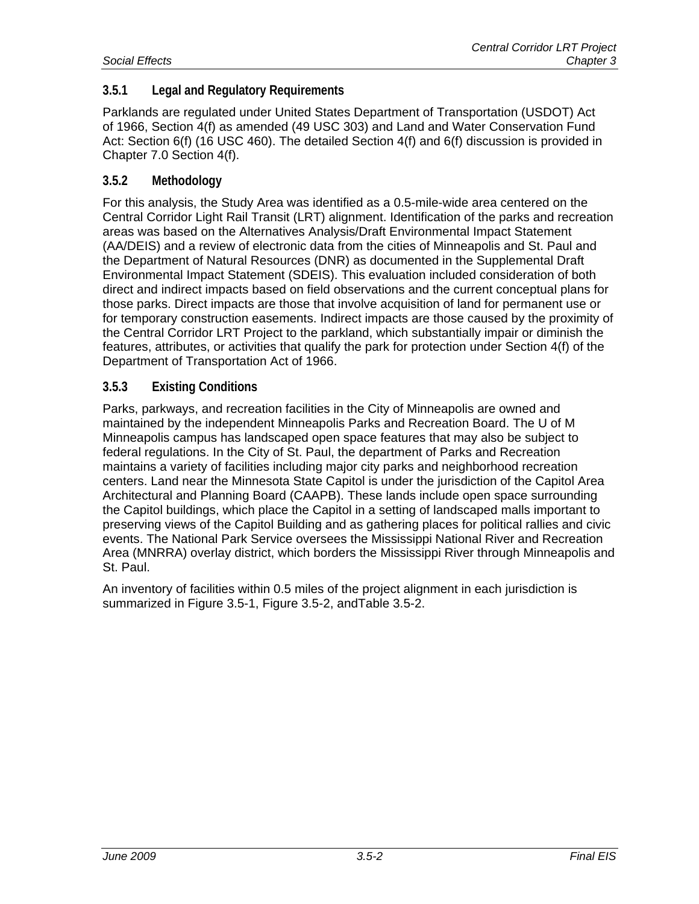### 3.5.1 Legal and Regulatory Requirements

Parklands are regulated under United States Department of Transportation (USDOT) Act of 1966, Section 4(f) as amended (49 USC 303) and Land and Water Conservation Fund Act: Section 6(f) (16 USC 460). The detailed Section 4(f) and 6(f) discussion is provided in Chapter 7.0 Section 4(f).

### 3.5.2 Methodology

For this analysis, the Study Area was identified as a 0.5-mile-wide area centered on the Central Corridor Light Rail Transit (LRT) alignment. Identification of the parks and recreation areas was based on the Alternatives Analysis/Draft Environmental Impact Statement (AA/DEIS) and a review of electronic data from the cities of Minneapolis and St. Paul and the Department of Natural Resources (DNR) as documented in the Supplemental Draft Environmental Impact Statement (SDEIS). This evaluation included consideration of both direct and indirect impacts based on field observations and the current conceptual plans for those parks. Direct impacts are those that involve acquisition of land for permanent use or for temporary construction easements. Indirect impacts are those caused by the proximity of the Central Corridor LRT Project to the parkland, which substantially impair or diminish the features, attributes, or activities that qualify the park for protection under Section 4(f) of the Department of Transportation Act of 1966.

### 3.5.3 Existing Conditions

Parks, parkways, and recreation facilities in the City of Minneapolis are owned and maintained by the independent Minneapolis Parks and Recreation Board. The U of M Minneapolis campus has landscaped open space features that may also be subject to federal regulations. In the City of St. Paul, the department of Parks and Recreation maintains a variety of facilities including major city parks and neighborhood recreation centers. Land near the Minnesota State Capitol is under the jurisdiction of the Capitol Area Architectural and Planning Board (CAAPB). These lands include open space surrounding the Capitol buildings, which place the Capitol in a setting of landscaped malls important to preserving views of the Capitol Building and as gathering places for political rallies and civic events. The National Park Service oversees the Mississippi National River and Recreation Area (MNRRA) overlay district, which borders the Mississippi River through Minneapolis and St. Paul.

An inventory of facilities within 0.5 miles of the project alignment in each jurisdiction is summarized in Figure 3.5-1, Figure 3.5-2, andTable 3.5-2.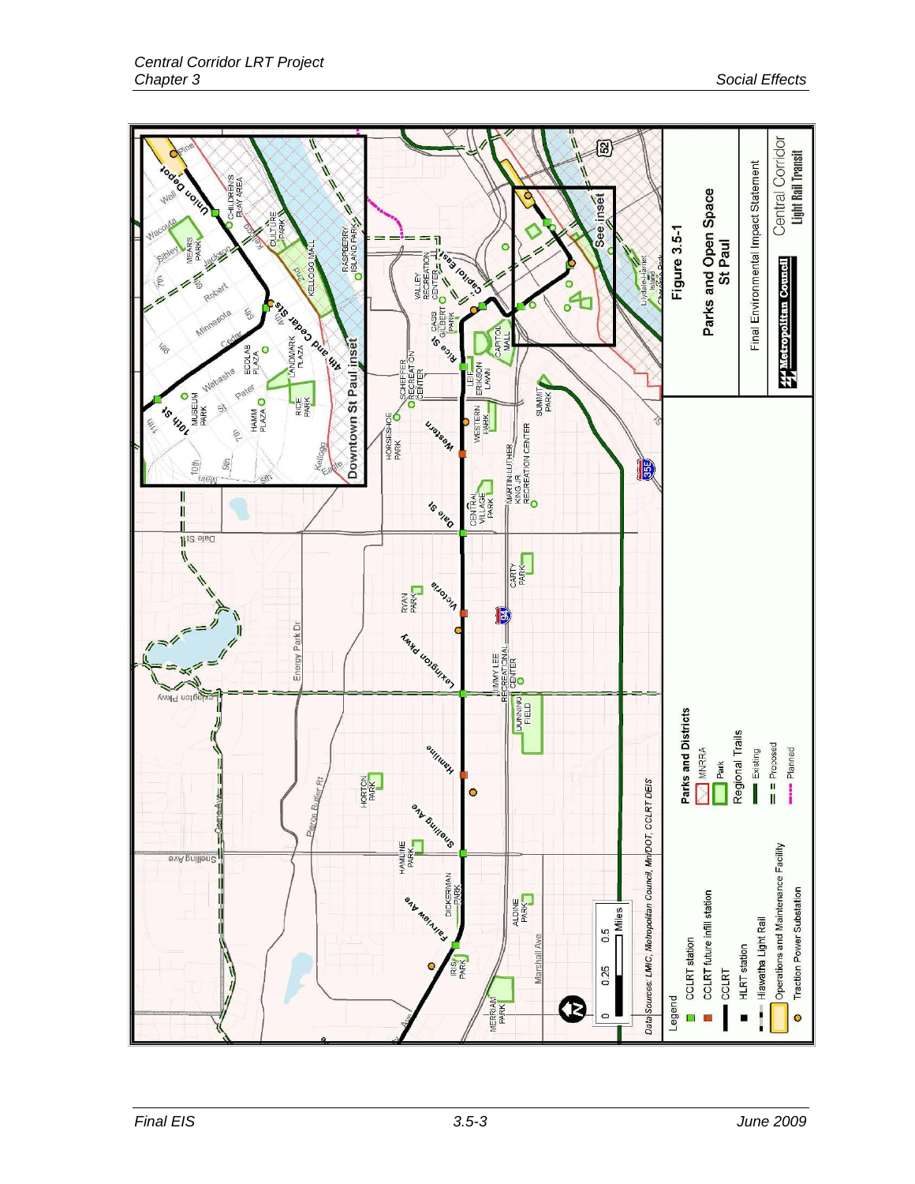Figure 3.5-1

Parks and Open Space
St Paul

Final Environmental Impact Statement

Central Corridor Light Rail Transit

Metropolitan Council

Legend

- CCLRT station
- CCLRT future infill station
- CCLRT
- HLRT station
- Hiawatha Light Rail
- Operations and Maintenance Facility
- Traction Power Substation

Parks and Districts

- MNRRA
- Park

Regional Trails

- Existing
- Proposed
- Planned

Data Sources: LMIC, Metropolitan Council, Mn/DOT, CCLRT DEIS

0 0.25 0.5 Miles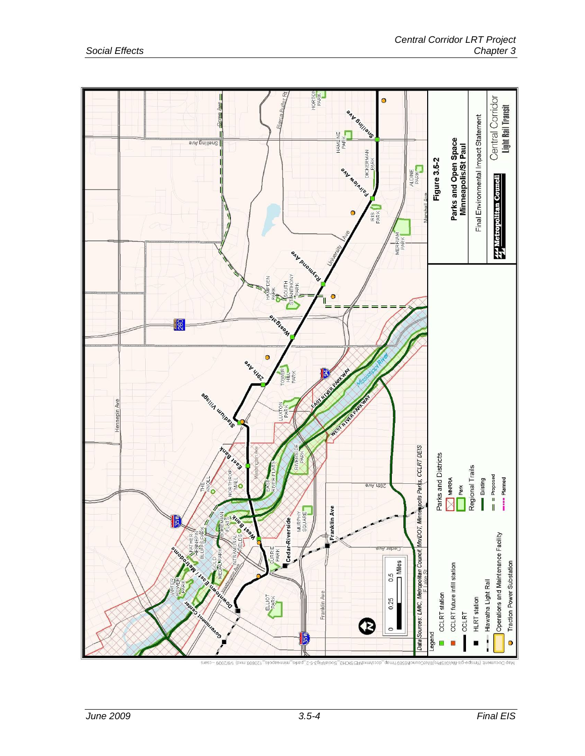**Figure 3.5-2**

**Parks and Open Space Minneapolis/St Paul**

Final Environmental Impact Statement

Metropolitan Council

Central Corridor Light Rail Transit

Legend

- CCLRT station
- CCLRT future infill station
- CCLRT
- HLRT station
- Hiawatha Light Rail
- Operations and Maintenance Facility
- Traction Power Substation

Parks and Districts

- MNRRA
- Park

Regional Trails

- Existing
- Proposed
- Planned

0 0.25 0.5 Miles

Data Sources: LMIC, Metropolitan Council, MnDOT, Minneapolis Parks, CCLRT DEIS

Map Document: (\\mspe-gis-file\GISPrj\MetCouncil\0569\map_docs\mxd\FEIS\CH3_Social\Fig3-5-2_parks_minneapolis_120808.mxd) 1/6/2009 -- csears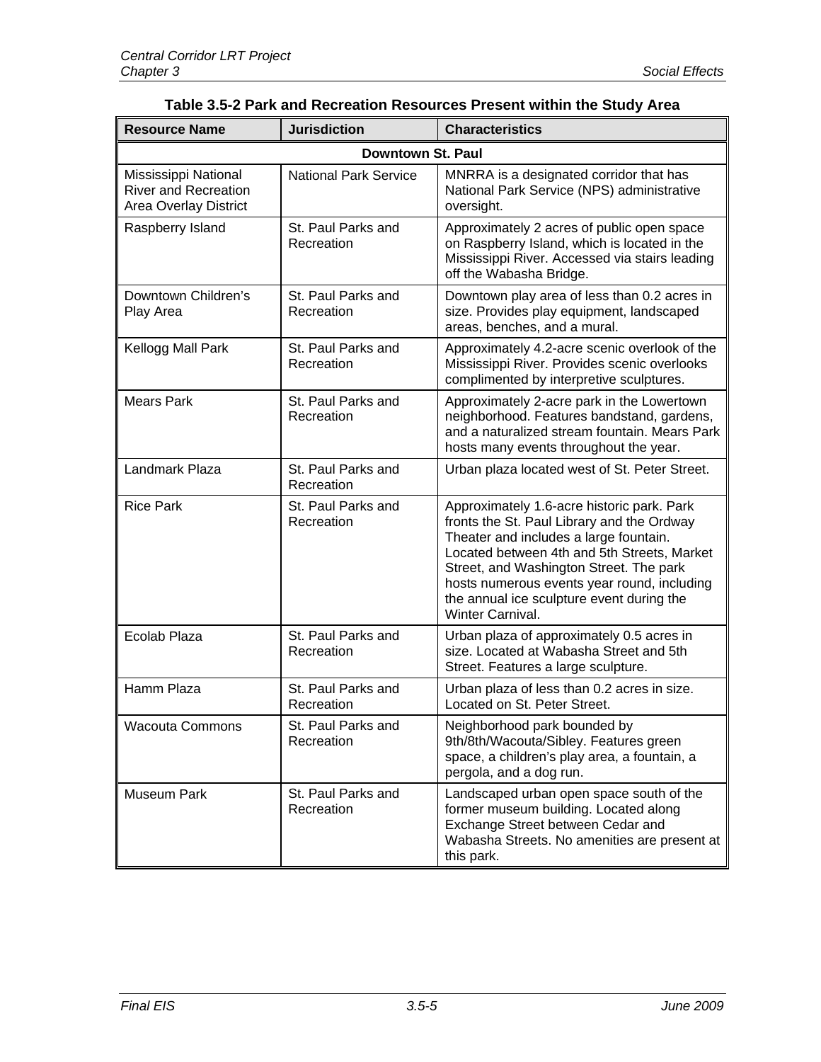**Table 3.5-2 Park and Recreation Resources Present within the Study Area**

| Resource Name | Jurisdiction | Characteristics |
|---|---|---|
| **Downtown St. Paul** | | |
| Mississippi National River and Recreation Area Overlay District | National Park Service | MNRRA is a designated corridor that has National Park Service (NPS) administrative oversight. |
| Raspberry Island | St. Paul Parks and Recreation | Approximately 2 acres of public open space on Raspberry Island, which is located in the Mississippi River. Accessed via stairs leading off the Wabasha Bridge. |
| Downtown Children's Play Area | St. Paul Parks and Recreation | Downtown play area of less than 0.2 acres in size. Provides play equipment, landscaped areas, benches, and a mural. |
| Kellogg Mall Park | St. Paul Parks and Recreation | Approximately 4.2-acre scenic overlook of the Mississippi River. Provides scenic overlooks complimented by interpretive sculptures. |
| Mears Park | St. Paul Parks and Recreation | Approximately 2-acre park in the Lowertown neighborhood. Features bandstand, gardens, and a naturalized stream fountain. Mears Park hosts many events throughout the year. |
| Landmark Plaza | St. Paul Parks and Recreation | Urban plaza located west of St. Peter Street. |
| Rice Park | St. Paul Parks and Recreation | Approximately 1.6-acre historic park. Park fronts the St. Paul Library and the Ordway Theater and includes a large fountain. Located between 4th and 5th Streets, Market Street, and Washington Street. The park hosts numerous events year round, including the annual ice sculpture event during the Winter Carnival. |
| Ecolab Plaza | St. Paul Parks and Recreation | Urban plaza of approximately 0.5 acres in size. Located at Wabasha Street and 5th Street. Features a large sculpture. |
| Hamm Plaza | St. Paul Parks and Recreation | Urban plaza of less than 0.2 acres in size. Located on St. Peter Street. |
| Wacouta Commons | St. Paul Parks and Recreation | Neighborhood park bounded by 9th/8th/Wacouta/Sibley. Features green space, a children's play area, a fountain, a pergola, and a dog run. |
| Museum Park | St. Paul Parks and Recreation | Landscaped urban open space south of the former museum building. Located along Exchange Street between Cedar and Wabasha Streets. No amenities are present at this park. |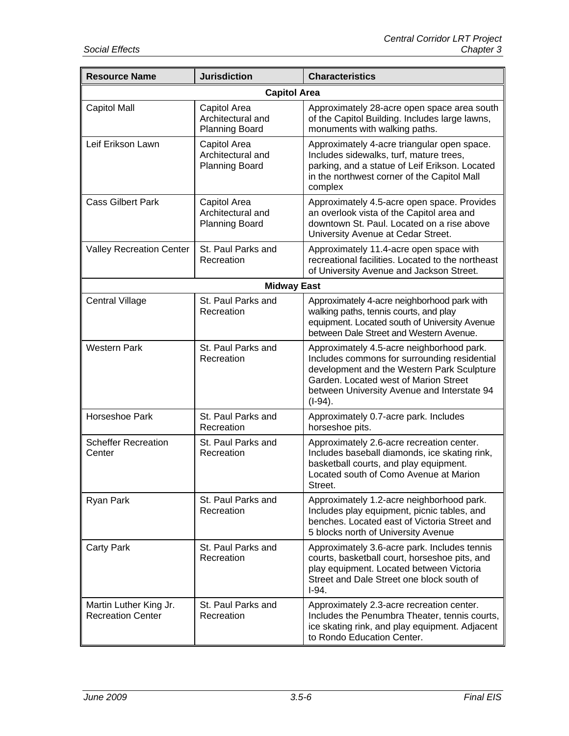| Resource Name | Jurisdiction | Characteristics |
|---|---|---|
| **Capitol Area** | | |
| Capitol Mall | Capitol Area Architectural and Planning Board | Approximately 28-acre open space area south of the Capitol Building. Includes large lawns, monuments with walking paths. |
| Leif Erikson Lawn | Capitol Area Architectural and Planning Board | Approximately 4-acre triangular open space. Includes sidewalks, turf, mature trees, parking, and a statue of Leif Erikson. Located in the northwest corner of the Capitol Mall complex |
| Cass Gilbert Park | Capitol Area Architectural and Planning Board | Approximately 4.5-acre open space. Provides an overlook vista of the Capitol area and downtown St. Paul. Located on a rise above University Avenue at Cedar Street. |
| Valley Recreation Center | St. Paul Parks and Recreation | Approximately 11.4-acre open space with recreational facilities. Located to the northeast of University Avenue and Jackson Street. |
| **Midway East** | | |
| Central Village | St. Paul Parks and Recreation | Approximately 4-acre neighborhood park with walking paths, tennis courts, and play equipment. Located south of University Avenue between Dale Street and Western Avenue. |
| Western Park | St. Paul Parks and Recreation | Approximately 4.5-acre neighborhood park. Includes commons for surrounding residential development and the Western Park Sculpture Garden. Located west of Marion Street between University Avenue and Interstate 94 (I-94). |
| Horseshoe Park | St. Paul Parks and Recreation | Approximately 0.7-acre park. Includes horseshoe pits. |
| Scheffer Recreation Center | St. Paul Parks and Recreation | Approximately 2.6-acre recreation center. Includes baseball diamonds, ice skating rink, basketball courts, and play equipment. Located south of Como Avenue at Marion Street. |
| Ryan Park | St. Paul Parks and Recreation | Approximately 1.2-acre neighborhood park. Includes play equipment, picnic tables, and benches. Located east of Victoria Street and 5 blocks north of University Avenue |
| Carty Park | St. Paul Parks and Recreation | Approximately 3.6-acre park. Includes tennis courts, basketball court, horseshoe pits, and play equipment. Located between Victoria Street and Dale Street one block south of I-94. |
| Martin Luther King Jr. Recreation Center | St. Paul Parks and Recreation | Approximately 2.3-acre recreation center. Includes the Penumbra Theater, tennis courts, ice skating rink, and play equipment. Adjacent to Rondo Education Center. |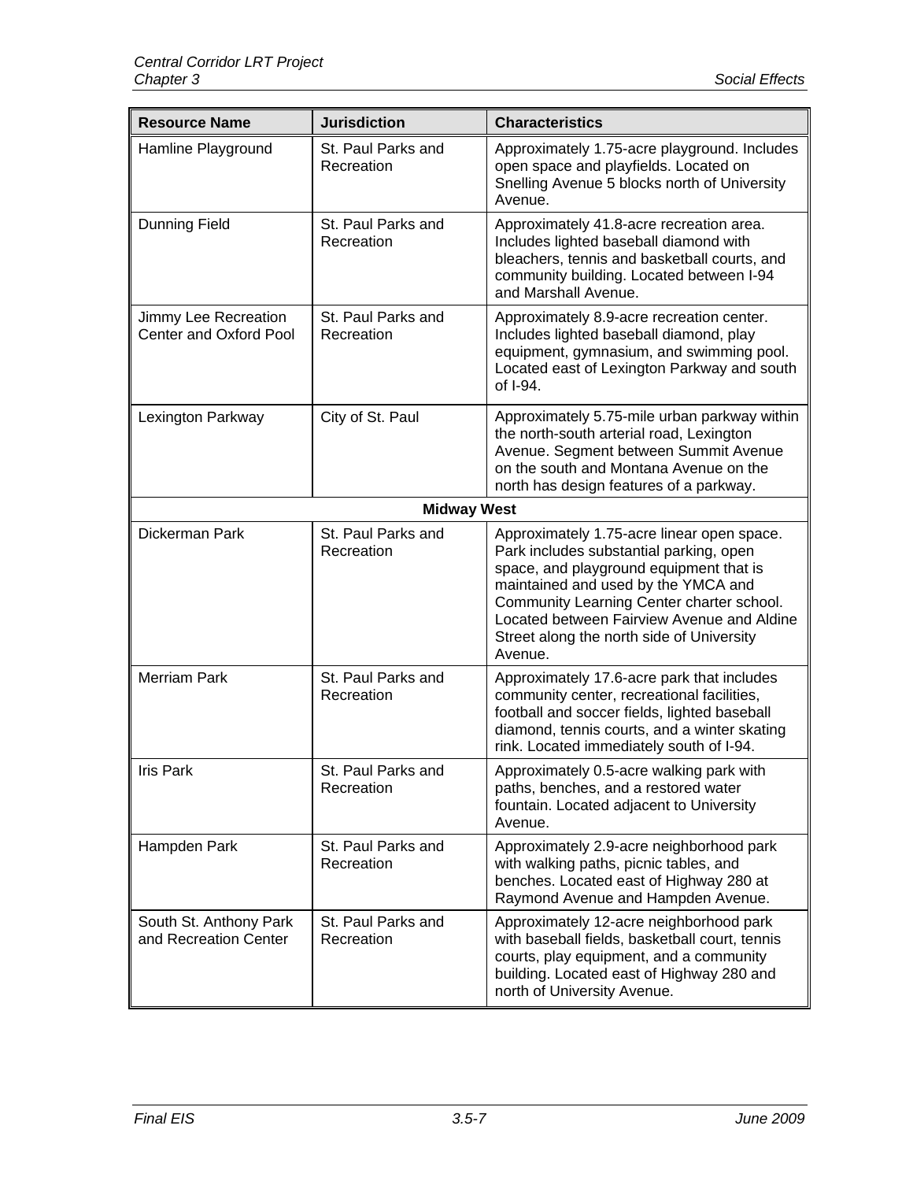| Resource Name | Jurisdiction | Characteristics |
| --- | --- | --- |
| Hamline Playground | St. Paul Parks and Recreation | Approximately 1.75-acre playground. Includes open space and playfields. Located on Snelling Avenue 5 blocks north of University Avenue. |
| Dunning Field | St. Paul Parks and Recreation | Approximately 41.8-acre recreation area. Includes lighted baseball diamond with bleachers, tennis and basketball courts, and community building. Located between I-94 and Marshall Avenue. |
| Jimmy Lee Recreation Center and Oxford Pool | St. Paul Parks and Recreation | Approximately 8.9-acre recreation center. Includes lighted baseball diamond, play equipment, gymnasium, and swimming pool. Located east of Lexington Parkway and south of I-94. |
| Lexington Parkway | City of St. Paul | Approximately 5.75-mile urban parkway within the north-south arterial road, Lexington Avenue. Segment between Summit Avenue on the south and Montana Avenue on the north has design features of a parkway. |
| **Midway West** | | |
| Dickerman Park | St. Paul Parks and Recreation | Approximately 1.75-acre linear open space. Park includes substantial parking, open space, and playground equipment that is maintained and used by the YMCA and Community Learning Center charter school. Located between Fairview Avenue and Aldine Street along the north side of University Avenue. |
| Merriam Park | St. Paul Parks and Recreation | Approximately 17.6-acre park that includes community center, recreational facilities, football and soccer fields, lighted baseball diamond, tennis courts, and a winter skating rink. Located immediately south of I-94. |
| Iris Park | St. Paul Parks and Recreation | Approximately 0.5-acre walking park with paths, benches, and a restored water fountain. Located adjacent to University Avenue. |
| Hampden Park | St. Paul Parks and Recreation | Approximately 2.9-acre neighborhood park with walking paths, picnic tables, and benches. Located east of Highway 280 at Raymond Avenue and Hampden Avenue. |
| South St. Anthony Park and Recreation Center | St. Paul Parks and Recreation | Approximately 12-acre neighborhood park with baseball fields, basketball court, tennis courts, play equipment, and a community building. Located east of Highway 280 and north of University Avenue. |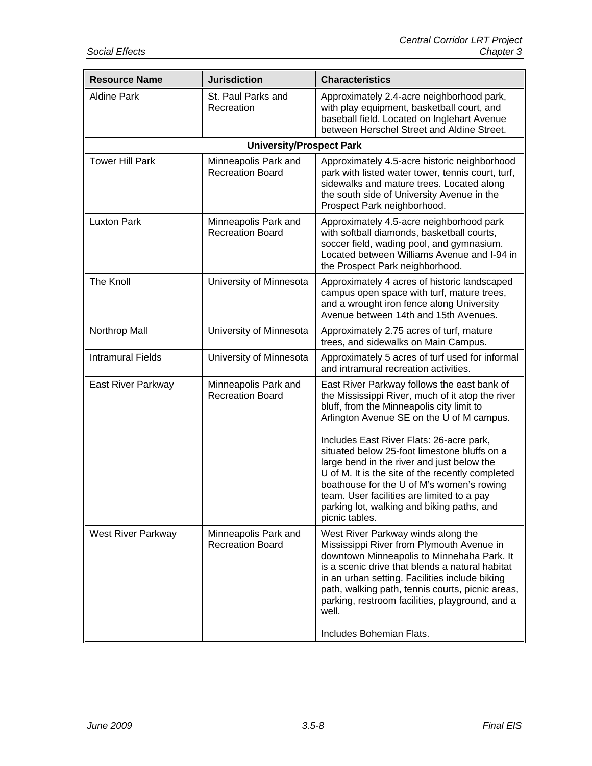| Resource Name | Jurisdiction | Characteristics |
|---|---|---|
| Aldine Park | St. Paul Parks and Recreation | Approximately 2.4-acre neighborhood park, with play equipment, basketball court, and baseball field. Located on Inglehart Avenue between Herschel Street and Aldine Street. |
| **University/Prospect Park** | | |
| Tower Hill Park | Minneapolis Park and Recreation Board | Approximately 4.5-acre historic neighborhood park with listed water tower, tennis court, turf, sidewalks and mature trees. Located along the south side of University Avenue in the Prospect Park neighborhood. |
| Luxton Park | Minneapolis Park and Recreation Board | Approximately 4.5-acre neighborhood park with softball diamonds, basketball courts, soccer field, wading pool, and gymnasium. Located between Williams Avenue and I-94 in the Prospect Park neighborhood. |
| The Knoll | University of Minnesota | Approximately 4 acres of historic landscaped campus open space with turf, mature trees, and a wrought iron fence along University Avenue between 14th and 15th Avenues. |
| Northrop Mall | University of Minnesota | Approximately 2.75 acres of turf, mature trees, and sidewalks on Main Campus. |
| Intramural Fields | University of Minnesota | Approximately 5 acres of turf used for informal and intramural recreation activities. |
| East River Parkway | Minneapolis Park and Recreation Board | East River Parkway follows the east bank of the Mississippi River, much of it atop the river bluff, from the Minneapolis city limit to Arlington Avenue SE on the U of M campus.<br><br>Includes East River Flats: 26-acre park, situated below 25-foot limestone bluffs on a large bend in the river and just below the U of M. It is the site of the recently completed boathouse for the U of M's women's rowing team. User facilities are limited to a pay parking lot, walking and biking paths, and picnic tables. |
| West River Parkway | Minneapolis Park and Recreation Board | West River Parkway winds along the Mississippi River from Plymouth Avenue in downtown Minneapolis to Minnehaha Park. It is a scenic drive that blends a natural habitat in an urban setting. Facilities include biking path, walking path, tennis courts, picnic areas, parking, restroom facilities, playground, and a well.<br><br>Includes Bohemian Flats. |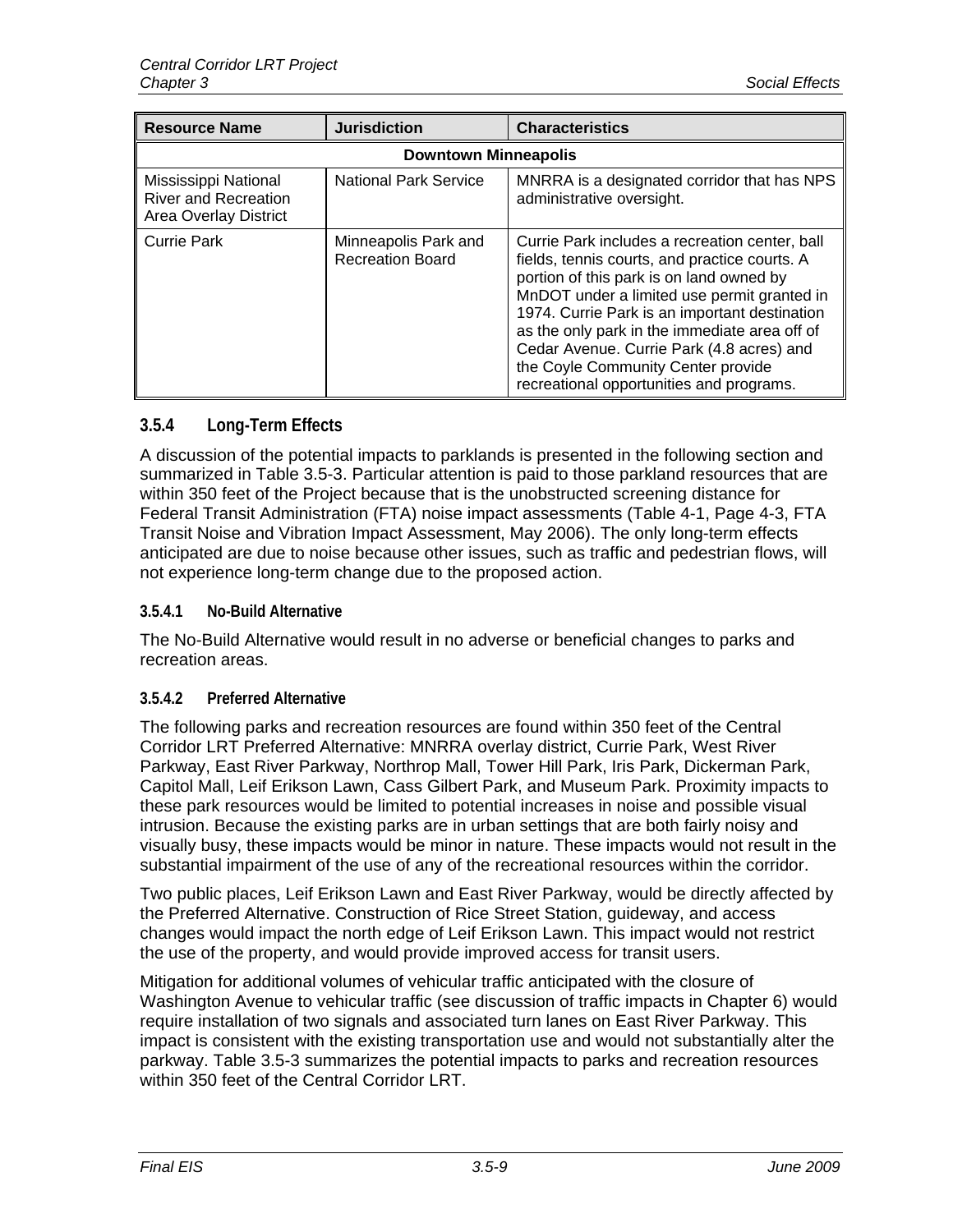| Resource Name | Jurisdiction | Characteristics |
|---|---|---|
| **Downtown Minneapolis** | | |
| Mississippi National River and Recreation Area Overlay District | National Park Service | MNRRA is a designated corridor that has NPS administrative oversight. |
| Currie Park | Minneapolis Park and Recreation Board | Currie Park includes a recreation center, ball fields, tennis courts, and practice courts. A portion of this park is on land owned by MnDOT under a limited use permit granted in 1974. Currie Park is an important destination as the only park in the immediate area off of Cedar Avenue. Currie Park (4.8 acres) and the Coyle Community Center provide recreational opportunities and programs. |

### 3.5.4 Long-Term Effects

A discussion of the potential impacts to parklands is presented in the following section and summarized in Table 3.5-3. Particular attention is paid to those parkland resources that are within 350 feet of the Project because that is the unobstructed screening distance for Federal Transit Administration (FTA) noise impact assessments (Table 4-1, Page 4-3, FTA Transit Noise and Vibration Impact Assessment, May 2006). The only long-term effects anticipated are due to noise because other issues, such as traffic and pedestrian flows, will not experience long-term change due to the proposed action.

#### 3.5.4.1 No-Build Alternative

The No-Build Alternative would result in no adverse or beneficial changes to parks and recreation areas.

#### 3.5.4.2 Preferred Alternative

The following parks and recreation resources are found within 350 feet of the Central Corridor LRT Preferred Alternative: MNRRA overlay district, Currie Park, West River Parkway, East River Parkway, Northrop Mall, Tower Hill Park, Iris Park, Dickerman Park, Capitol Mall, Leif Erikson Lawn, Cass Gilbert Park, and Museum Park. Proximity impacts to these park resources would be limited to potential increases in noise and possible visual intrusion. Because the existing parks are in urban settings that are both fairly noisy and visually busy, these impacts would be minor in nature. These impacts would not result in the substantial impairment of the use of any of the recreational resources within the corridor.

Two public places, Leif Erikson Lawn and East River Parkway, would be directly affected by the Preferred Alternative. Construction of Rice Street Station, guideway, and access changes would impact the north edge of Leif Erikson Lawn. This impact would not restrict the use of the property, and would provide improved access for transit users.

Mitigation for additional volumes of vehicular traffic anticipated with the closure of Washington Avenue to vehicular traffic (see discussion of traffic impacts in Chapter 6) would require installation of two signals and associated turn lanes on East River Parkway. This impact is consistent with the existing transportation use and would not substantially alter the parkway. Table 3.5-3 summarizes the potential impacts to parks and recreation resources within 350 feet of the Central Corridor LRT.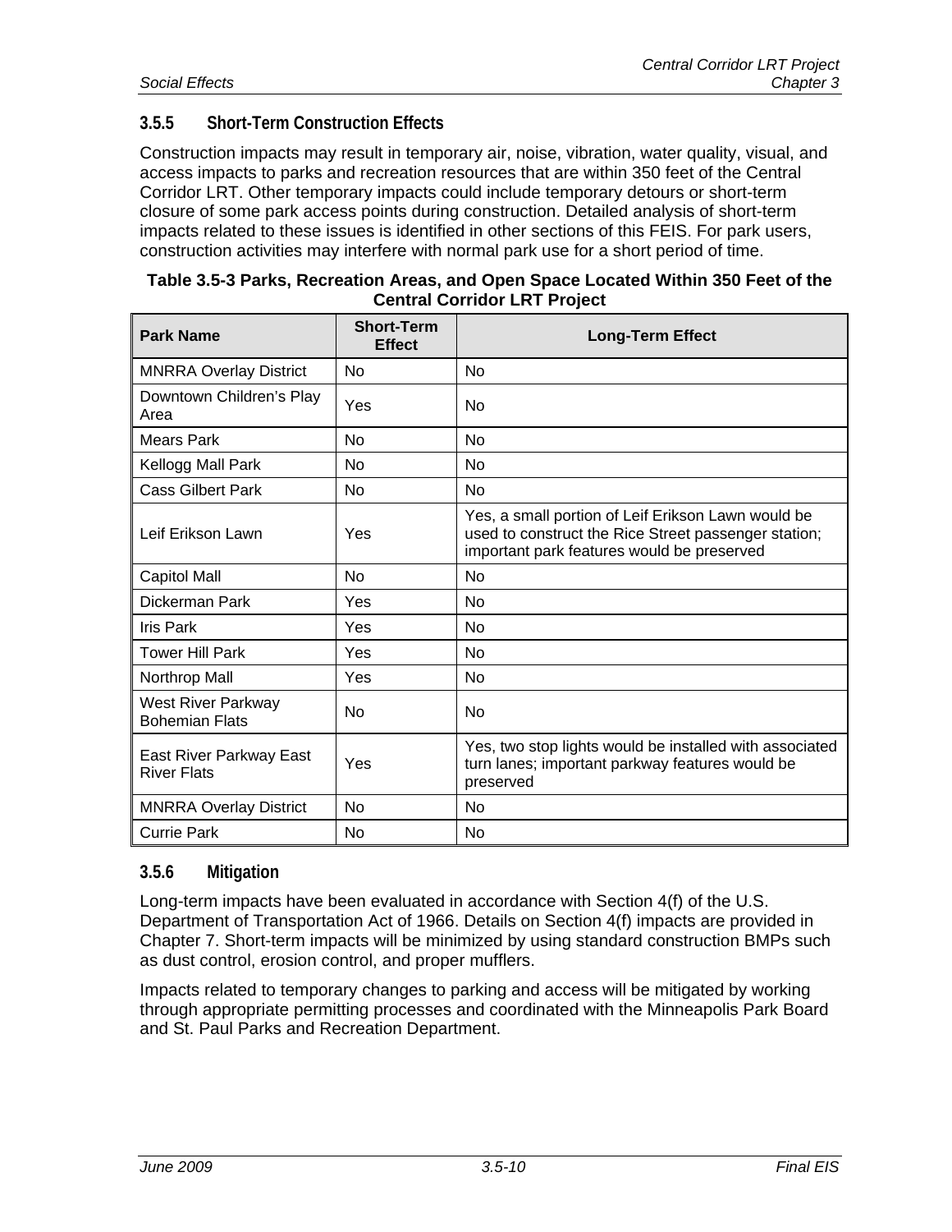### 3.5.5 Short-Term Construction Effects

Construction impacts may result in temporary air, noise, vibration, water quality, visual, and access impacts to parks and recreation resources that are within 350 feet of the Central Corridor LRT. Other temporary impacts could include temporary detours or short-term closure of some park access points during construction. Detailed analysis of short-term impacts related to these issues is identified in other sections of this FEIS. For park users, construction activities may interfere with normal park use for a short period of time.

**Table 3.5-3 Parks, Recreation Areas, and Open Space Located Within 350 Feet of the Central Corridor LRT Project**

| Park Name | Short-Term Effect | Long-Term Effect |
|---|---|---|
| MNRRA Overlay District | No | No |
| Downtown Children's Play Area | Yes | No |
| Mears Park | No | No |
| Kellogg Mall Park | No | No |
| Cass Gilbert Park | No | No |
| Leif Erikson Lawn | Yes | Yes, a small portion of Leif Erikson Lawn would be used to construct the Rice Street passenger station; important park features would be preserved |
| Capitol Mall | No | No |
| Dickerman Park | Yes | No |
| Iris Park | Yes | No |
| Tower Hill Park | Yes | No |
| Northrop Mall | Yes | No |
| West River Parkway Bohemian Flats | No | No |
| East River Parkway East River Flats | Yes | Yes, two stop lights would be installed with associated turn lanes; important parkway features would be preserved |
| MNRRA Overlay District | No | No |
| Currie Park | No | No |

### 3.5.6 Mitigation

Long-term impacts have been evaluated in accordance with Section 4(f) of the U.S. Department of Transportation Act of 1966. Details on Section 4(f) impacts are provided in Chapter 7. Short-term impacts will be minimized by using standard construction BMPs such as dust control, erosion control, and proper mufflers.

Impacts related to temporary changes to parking and access will be mitigated by working through appropriate permitting processes and coordinated with the Minneapolis Park Board and St. Paul Parks and Recreation Department.